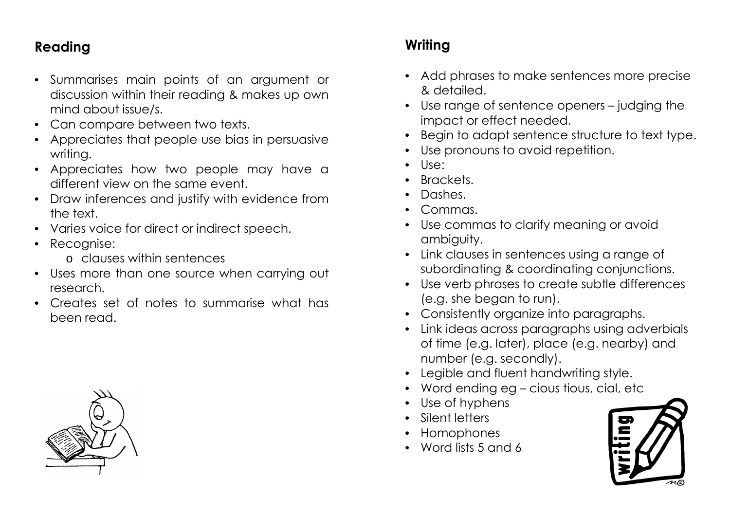## Reading

- Summarises main points of an argument or discussion within their reading & makes up own mind about issue/s.
- Can compare between two texts.
- Appreciates that people use bias in persuasive writing.
- Appreciates how two people may have a different view on the same event.
- Draw inferences and justify with evidence from the text.
- Varies voice for direct or indirect speech.
- Recognise:
  - clauses within sentences
- Uses more than one source when carrying out research.
- Creates set of notes to summarise what has been read.

## Writing

- Add phrases to make sentences more precise & detailed.
- Use range of sentence openers – judging the impact or effect needed.
- Begin to adapt sentence structure to text type.
- Use pronouns to avoid repetition.
- Use:
- Brackets.
- Dashes.
- Commas.
- Use commas to clarify meaning or avoid ambiguity.
- Link clauses in sentences using a range of subordinating & coordinating conjunctions.
- Use verb phrases to create subtle differences (e.g. she began to run).
- Consistently organize into paragraphs.
- Link ideas across paragraphs using adverbials of time (e.g. later), place (e.g. nearby) and number (e.g. secondly).
- Legible and fluent handwriting style.
- Word ending eg – cious tious, cial, etc
- Use of hyphens
- Silent letters
- Homophones
- Word lists 5 and 6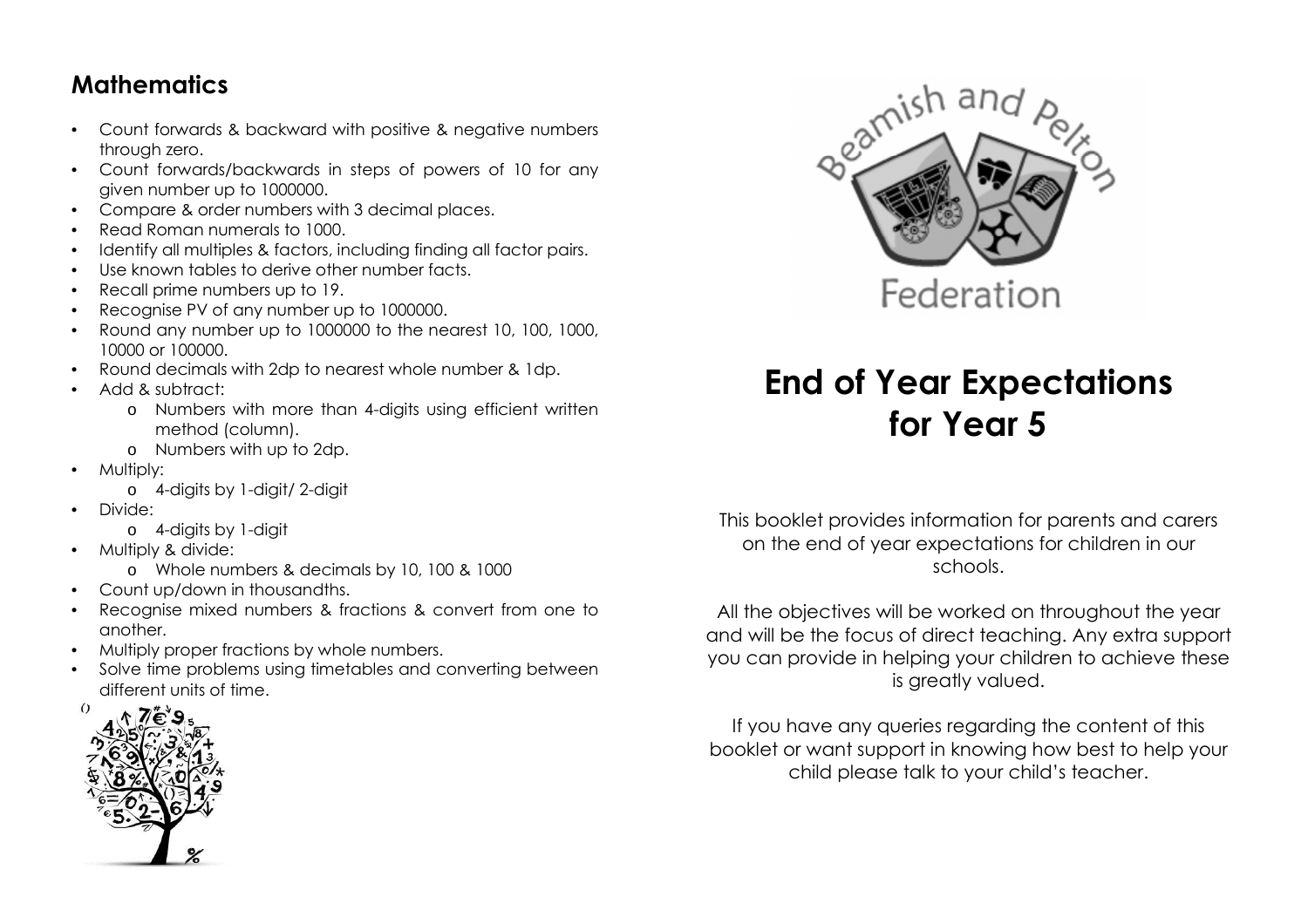## Mathematics

- Count forwards & backward with positive & negative numbers through zero.
- Count forwards/backwards in steps of powers of 10 for any given number up to 1000000.
- Compare & order numbers with 3 decimal places.
- Read Roman numerals to 1000.
- Identify all multiples & factors, including finding all factor pairs.
- Use known tables to derive other number facts.
- Recall prime numbers up to 19.
- Recognise PV of any number up to 1000000.
- Round any number up to 1000000 to the nearest 10, 100, 1000, 10000 or 100000.
- Round decimals with 2dp to nearest whole number & 1dp.
- Add & subtract:
  - Numbers with more than 4-digits using efficient written method (column).
  - Numbers with up to 2dp.
- Multiply:
  - 4-digits by 1-digit/ 2-digit
- Divide:
  - 4-digits by 1-digit
- Multiply & divide:
  - Whole numbers & decimals by 10, 100 & 1000
- Count up/down in thousandths.
- Recognise mixed numbers & fractions & convert from one to another.
- Multiply proper fractions by whole numbers.
- Solve time problems using timetables and converting between different units of time.

Beamish and Pelton Federation

# End of Year Expectations for Year 5

This booklet provides information for parents and carers on the end of year expectations for children in our schools.

All the objectives will be worked on throughout the year and will be the focus of direct teaching. Any extra support you can provide in helping your children to achieve these is greatly valued.

If you have any queries regarding the content of this booklet or want support in knowing how best to help your child please talk to your child's teacher.